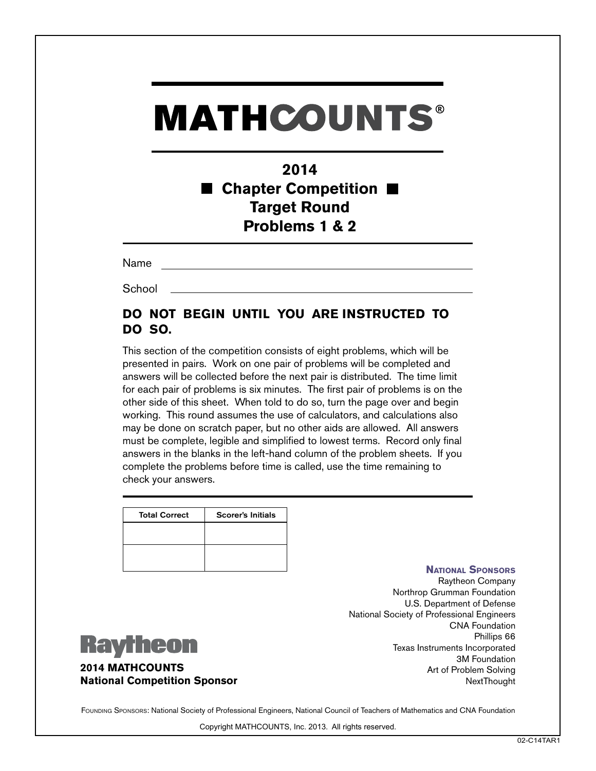# MATHCOUNTS®

## 2014
## ■ Chapter Competition ■
## Target Round
## Problems 1 & 2

Name ______________________________

School ______________________________

**DO NOT BEGIN UNTIL YOU ARE INSTRUCTED TO DO SO.**

This section of the competition consists of eight problems, which will be presented in pairs. Work on one pair of problems will be completed and answers will be collected before the next pair is distributed. The time limit for each pair of problems is six minutes. The first pair of problems is on the other side of this sheet. When told to do so, turn the page over and begin working. This round assumes the use of calculators, and calculations also may be done on scratch paper, but no other aids are allowed. All answers must be complete, legible and simplified to lowest terms. Record only final answers in the blanks in the left-hand column of the problem sheets. If you complete the problems before time is called, use the time remaining to check your answers.

| Total Correct | Scorer's Initials |
| --- | --- |
| | |
| | |

**National Sponsors**
Raytheon Company
Northrop Grumman Foundation
U.S. Department of Defense
National Society of Professional Engineers
CNA Foundation
Phillips 66
Texas Instruments Incorporated
3M Foundation
Art of Problem Solving
NextThought

Raytheon

**2014 MATHCOUNTS**
**National Competition Sponsor**

Founding Sponsors: National Society of Professional Engineers, National Council of Teachers of Mathematics and CNA Foundation

Copyright MATHCOUNTS, Inc. 2013. All rights reserved.

02-C14TAR1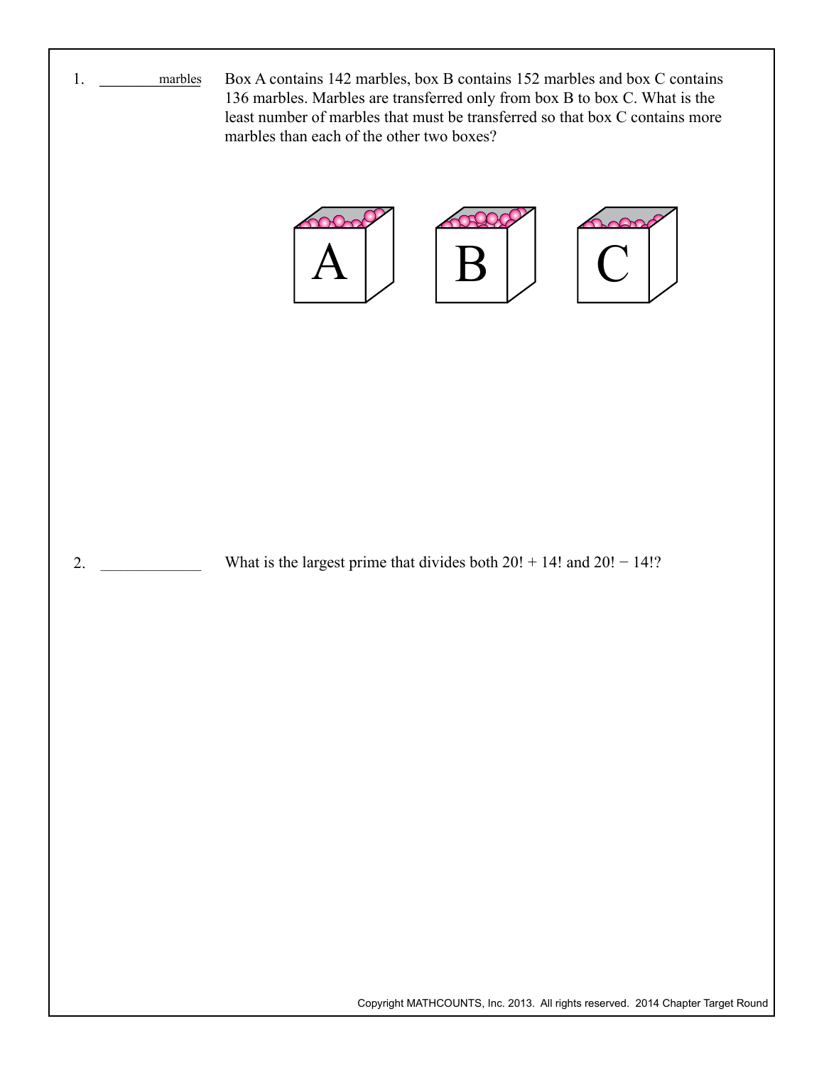1. ________ marbles

Box A contains 142 marbles, box B contains 152 marbles and box C contains 136 marbles. Marbles are transferred only from box B to box C. What is the least number of marbles that must be transferred so that box C contains more marbles than each of the other two boxes?

2. ____________

What is the largest prime that divides both $20! + 14!$ and $20! - 14!$?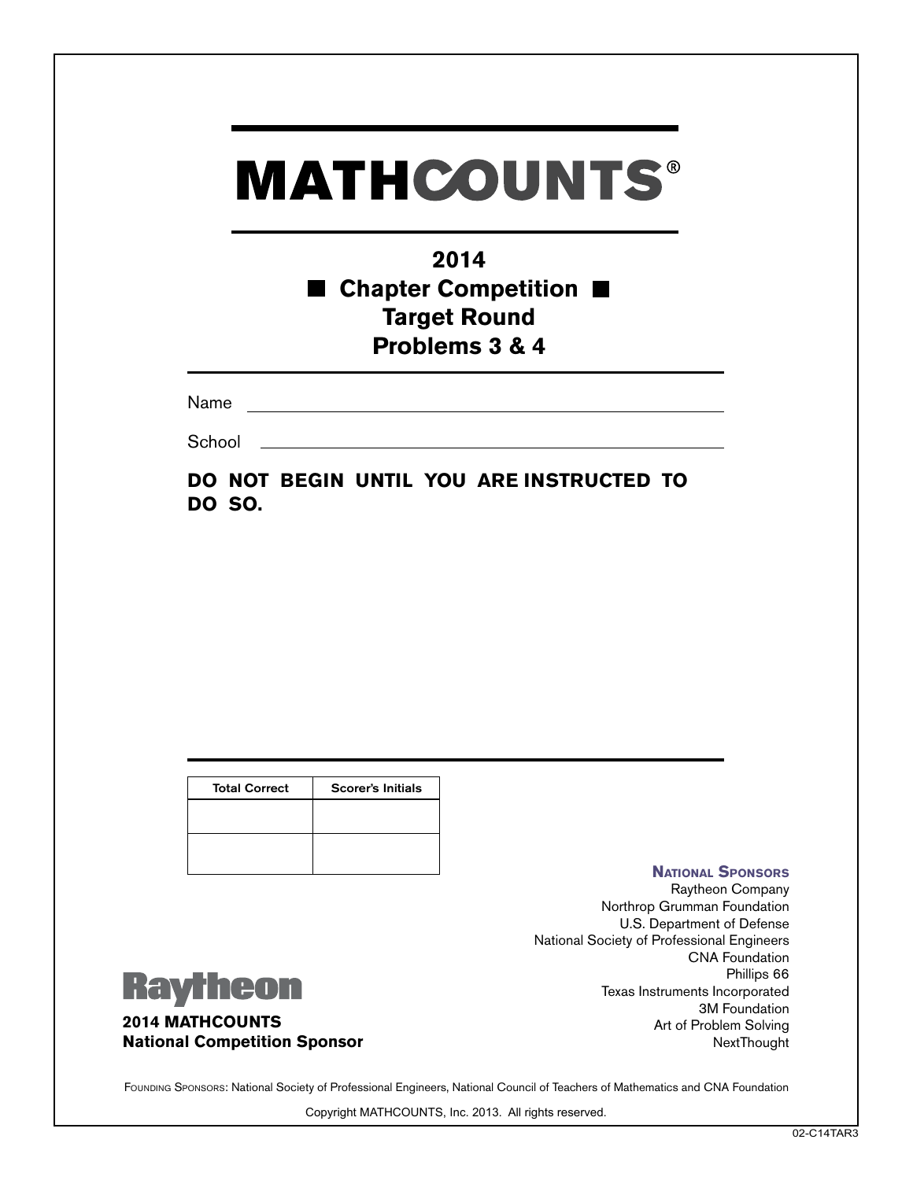# MATHCOUNTS®

## 2014
## ■ Chapter Competition ■
## Target Round
## Problems 3 & 4

Name \_\_\_\_\_\_\_\_\_\_\_\_\_\_\_\_\_\_\_\_\_\_\_\_\_\_\_\_\_\_\_\_\_\_\_\_\_\_\_\_

School \_\_\_\_\_\_\_\_\_\_\_\_\_\_\_\_\_\_\_\_\_\_\_\_\_\_\_\_\_\_\_\_\_\_\_\_\_\_\_\_

**DO NOT BEGIN UNTIL YOU ARE INSTRUCTED TO DO SO.**

| Total Correct | Scorer's Initials |
|---|---|
| | |
| | |

**NATIONAL SPONSORS**

Raytheon Company
Northrop Grumman Foundation
U.S. Department of Defense
National Society of Professional Engineers
CNA Foundation
Phillips 66
Texas Instruments Incorporated
3M Foundation
Art of Problem Solving
NextThought

Raytheon

**2014 MATHCOUNTS**
**National Competition Sponsor**

FOUNDING SPONSORS: National Society of Professional Engineers, National Council of Teachers of Mathematics and CNA Foundation

Copyright MATHCOUNTS, Inc. 2013. All rights reserved.

02-C14TAR3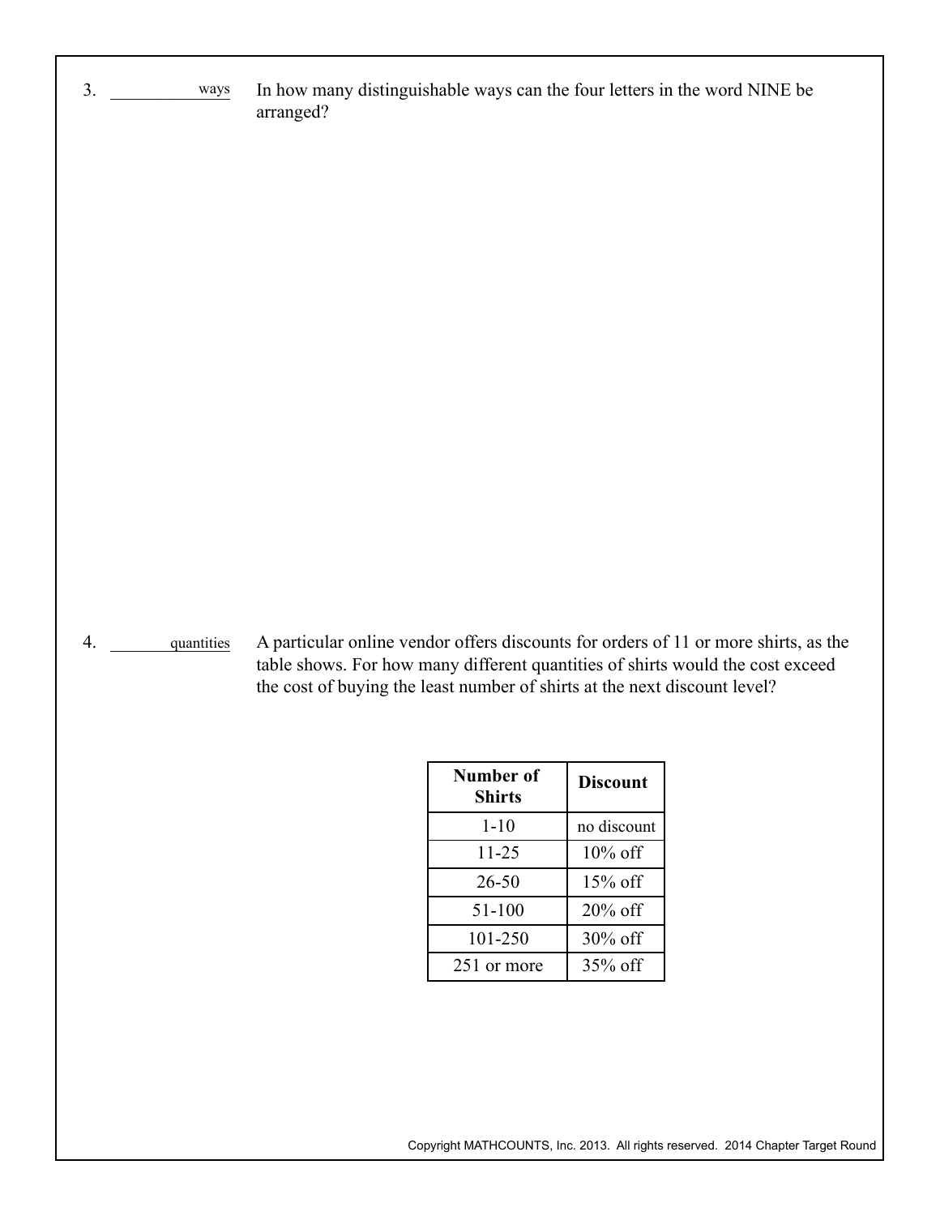3. ____________ ways In how many distinguishable ways can the four letters in the word NINE be arranged?

4. ____________ quantities A particular online vendor offers discounts for orders of 11 or more shirts, as the table shows. For how many different quantities of shirts would the cost exceed the cost of buying the least number of shirts at the next discount level?

| **Number of Shirts** | **Discount** |
| --- | --- |
| 1-10 | no discount |
| 11-25 | 10% off |
| 26-50 | 15% off |
| 51-100 | 20% off |
| 101-250 | 30% off |
| 251 or more | 35% off |

Copyright MATHCOUNTS, Inc. 2013. All rights reserved. 2014 Chapter Target Round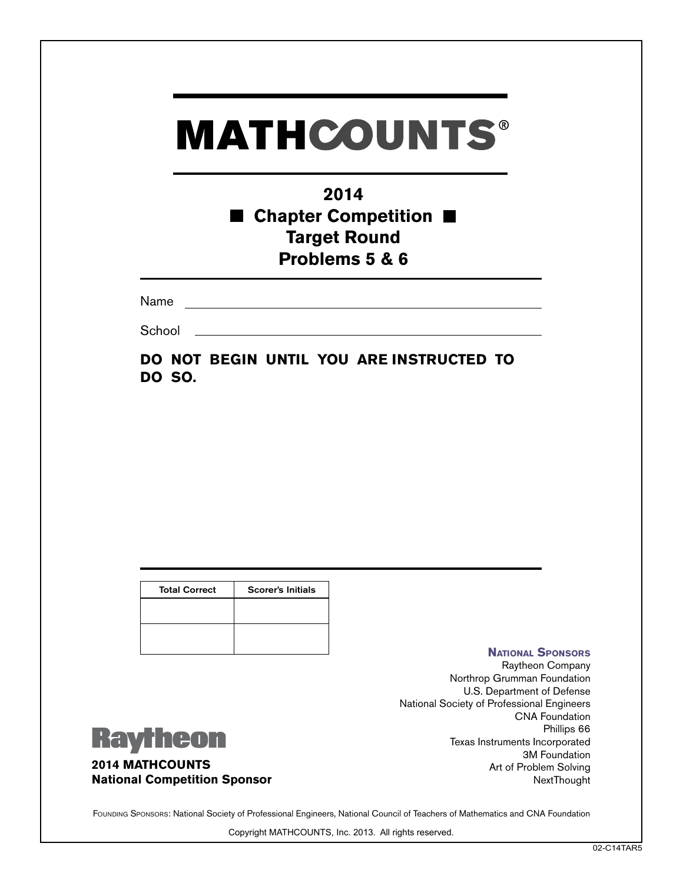# MATHCOUNTS®

## 2014
## ■ Chapter Competition ■
## Target Round
## Problems 5 & 6

Name ______________________________________________

School ____________________________________________

**DO NOT BEGIN UNTIL YOU ARE INSTRUCTED TO DO SO.**

| Total Correct | Scorer's Initials |
|---|---|
| | |
| | |

**NATIONAL SPONSORS**

Raytheon Company
Northrop Grumman Foundation
U.S. Department of Defense
National Society of Professional Engineers
CNA Foundation
Phillips 66
Texas Instruments Incorporated
3M Foundation
Art of Problem Solving
NextThought

Raytheon

**2014 MATHCOUNTS**
**National Competition Sponsor**

FOUNDING SPONSORS: National Society of Professional Engineers, National Council of Teachers of Mathematics and CNA Foundation

Copyright MATHCOUNTS, Inc. 2013. All rights reserved.

02-C14TAR5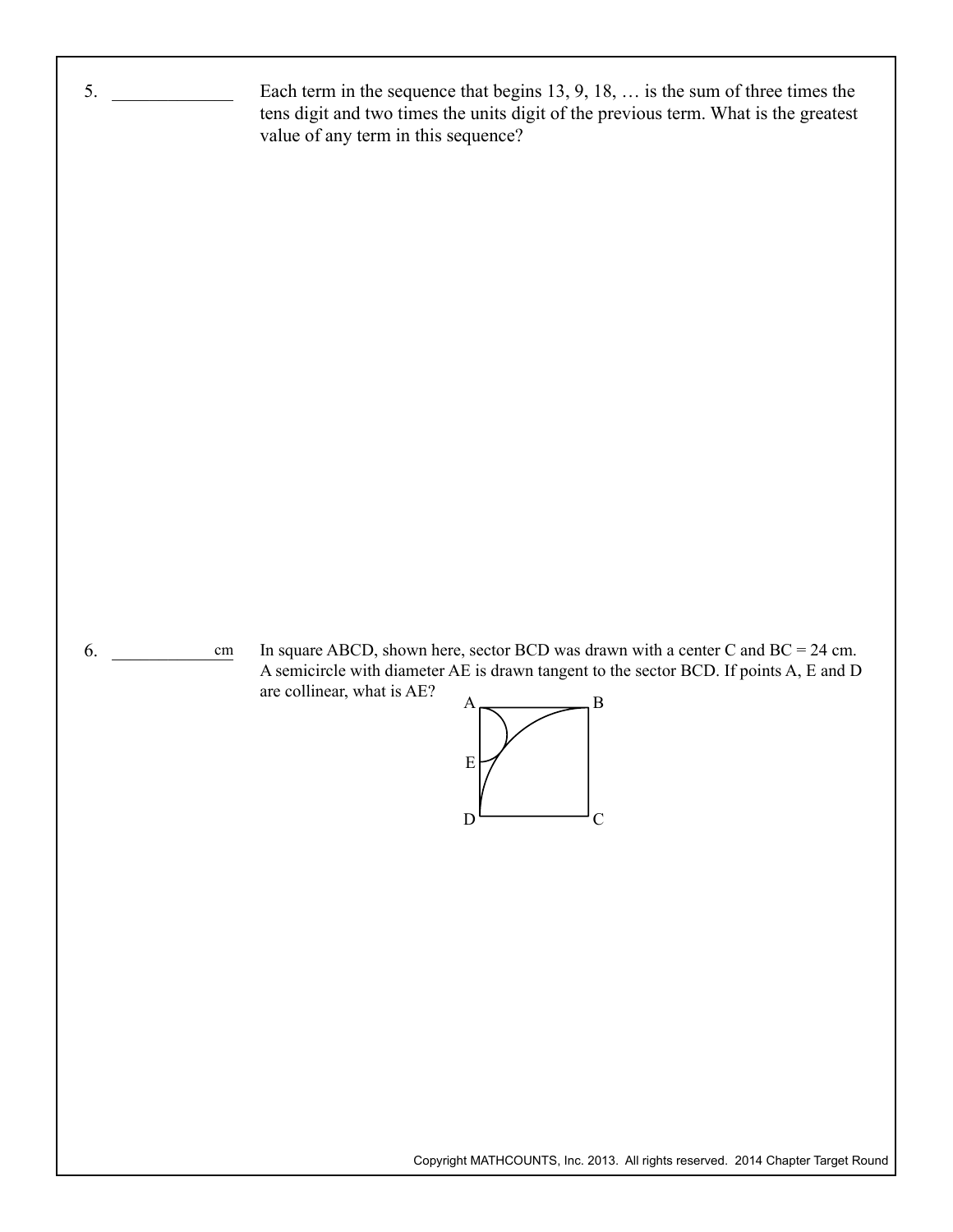5. _____________ Each term in the sequence that begins 13, 9, 18, … is the sum of three times the tens digit and two times the units digit of the previous term. What is the greatest value of any term in this sequence?

6. _____________ cm In square ABCD, shown here, sector BCD was drawn with a center C and BC = 24 cm. A semicircle with diameter AE is drawn tangent to the sector BCD. If points A, E and D are collinear, what is AE?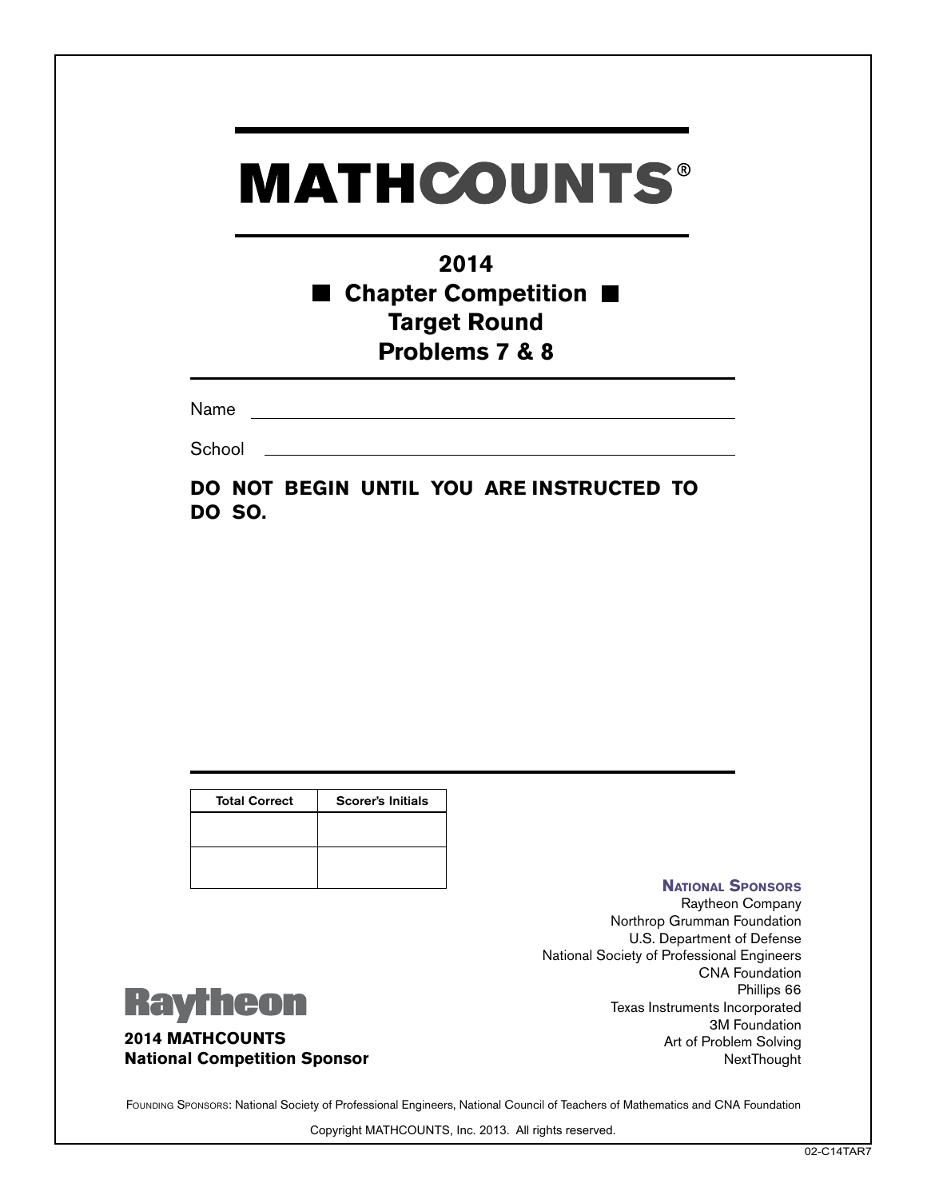# MATHCOUNTS®

## 2014
## ■ Chapter Competition ■
## Target Round
## Problems 7 & 8

Name ______________________________________________

School ____________________________________________

**DO NOT BEGIN UNTIL YOU ARE INSTRUCTED TO DO SO.**

| Total Correct | Scorer's Initials |
| --- | --- |
| | |
| | |

**NATIONAL SPONSORS**
Raytheon Company
Northrop Grumman Foundation
U.S. Department of Defense
National Society of Professional Engineers
CNA Foundation
Phillips 66
Texas Instruments Incorporated
3M Foundation
Art of Problem Solving
NextThought

Raytheon

**2014 MATHCOUNTS**
**National Competition Sponsor**

FOUNDING SPONSORS: National Society of Professional Engineers, National Council of Teachers of Mathematics and CNA Foundation

Copyright MATHCOUNTS, Inc. 2013. All rights reserved.

02-C14TAR7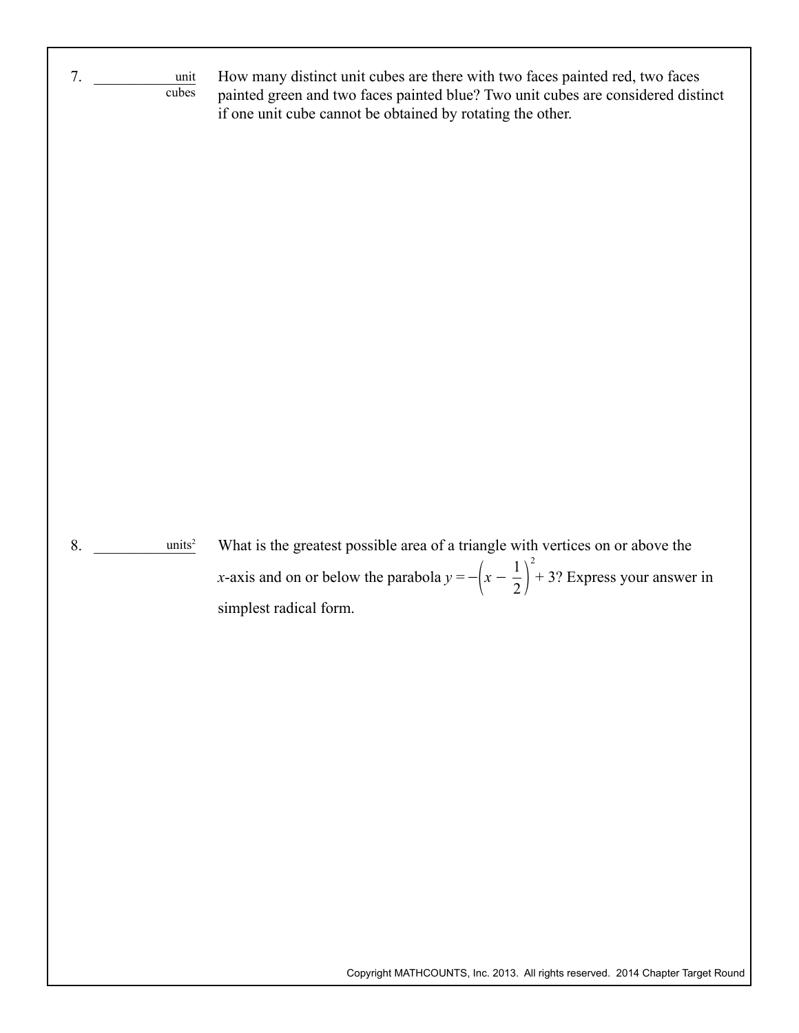7. ____________ unit cubes

How many distinct unit cubes are there with two faces painted red, two faces painted green and two faces painted blue? Two unit cubes are considered distinct if one unit cube cannot be obtained by rotating the other.

8. ____________ units$^2$

What is the greatest possible area of a triangle with vertices on or above the $x$-axis and on or below the parabola $y = -\left(x - \frac{1}{2}\right)^2 + 3$? Express your answer in simplest radical form.

Copyright MATHCOUNTS, Inc. 2013. All rights reserved. 2014 Chapter Target Round